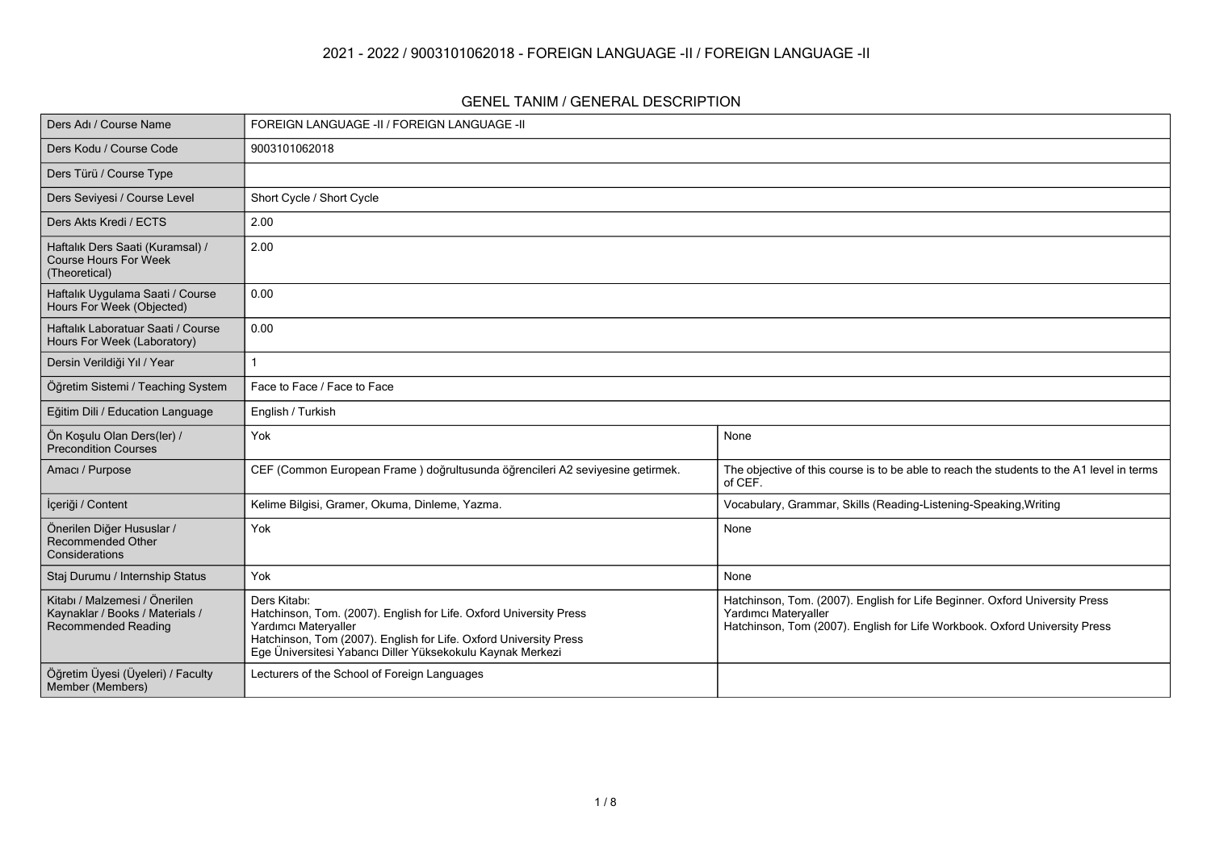# 2021 - 2022 / 9003101062018 - FOREIGN LANGUAGE -II / FOREIGN LANGUAGE -II

## GENEL TANIM / GENERAL DESCRIPTION

| | | |
|---|---|---|
| Ders Adı / Course Name | FOREIGN LANGUAGE -II / FOREIGN LANGUAGE -II | |
| Ders Kodu / Course Code | 9003101062018 | |
| Ders Türü / Course Type | | |
| Ders Seviyesi / Course Level | Short Cycle / Short Cycle | |
| Ders Akts Kredi / ECTS | 2.00 | |
| Haftalık Ders Saati (Kuramsal) / Course Hours For Week (Theoretical) | 2.00 | |
| Haftalık Uygulama Saati / Course Hours For Week (Objected) | 0.00 | |
| Haftalık Laboratuar Saati / Course Hours For Week (Laboratory) | 0.00 | |
| Dersin Verildiği Yıl / Year | 1 | |
| Öğretim Sistemi / Teaching System | Face to Face / Face to Face | |
| Eğitim Dili / Education Language | English / Turkish | |
| Ön Koşulu Olan Ders(ler) / Precondition Courses | Yok | None |
| Amacı / Purpose | CEF (Common European Frame ) doğrultusunda öğrencileri A2 seviyesine getirmek. | The objective of this course is to be able to reach the students to the A1 level in terms of CEF. |
| İçeriği / Content | Kelime Bilgisi, Gramer, Okuma, Dinleme, Yazma. | Vocabulary, Grammar, Skills (Reading-Listening-Speaking,Writing |
| Önerilen Diğer Hususlar / Recommended Other Considerations | Yok | None |
| Staj Durumu / Internship Status | Yok | None |
| Kitabı / Malzemesi / Önerilen Kaynaklar / Books / Materials / Recommended Reading | Ders Kitabı:<br>Hatchinson, Tom. (2007). English for Life. Oxford University Press<br>Yardımcı Materyaller<br>Hatchinson, Tom (2007). English for Life. Oxford University Press<br>Ege Üniversitesi Yabancı Diller Yüksekokulu Kaynak Merkezi | Hatchinson, Tom. (2007). English for Life Beginner. Oxford University Press<br>Yardımcı Materyaller<br>Hatchinson, Tom (2007). English for Life Workbook. Oxford University Press |
| Öğretim Üyesi (Üyeleri) / Faculty Member (Members) | Lecturers of the School of Foreign Languages | |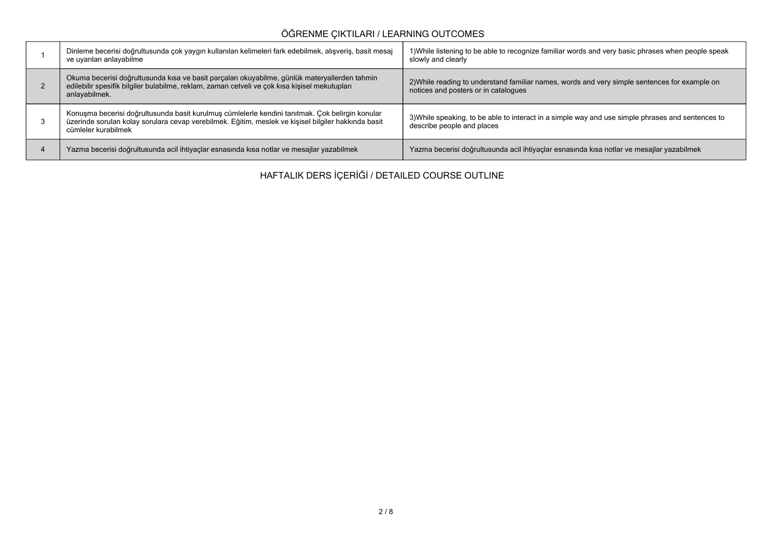## ÖĞRENME ÇIKTILARI / LEARNING OUTCOMES

| | | |
|---|---|---|
| 1 | Dinleme becerisi doğrultusunda çok yaygın kullanılan kelimeleri fark edebilmek, alışveriş, basit mesaj ve uyarıları anlayabilme | 1)While listening to be able to recognize familiar words and very basic phrases when people speak slowly and clearly |
| 2 | Okuma becerisi doğrultusunda kısa ve basit parçaları okuyabilme, günlük materyallerden tahmin edilebilir spesifik bilgiler bulabilme, reklam, zaman cetveli ve çok kısa kişisel mekutupları anlayabilmek. | 2)While reading to understand familiar names, words and very simple sentences for example on notices and posters or in catalogues |
| 3 | Konuşma becerisi doğrultusunda basit kurulmuş cümlelerle kendini tanıtmak. Çok belirgin konular üzerinde sorulan kolay sorulara cevap verebilmek. Eğitim, meslek ve kişisel bilgiler hakkında basit cümleler kurabilmek | 3)While speaking, to be able to interact in a simple way and use simple phrases and sentences to describe people and places |
| 4 | Yazma becerisi doğrultusunda acil ihtiyaçlar esnasında kısa notlar ve mesajlar yazabilmek | Yazma becerisi doğrultusunda acil ihtiyaçlar esnasında kısa notlar ve mesajlar yazabilmek |

## HAFTALIK DERS İÇERİĞİ / DETAILED COURSE OUTLINE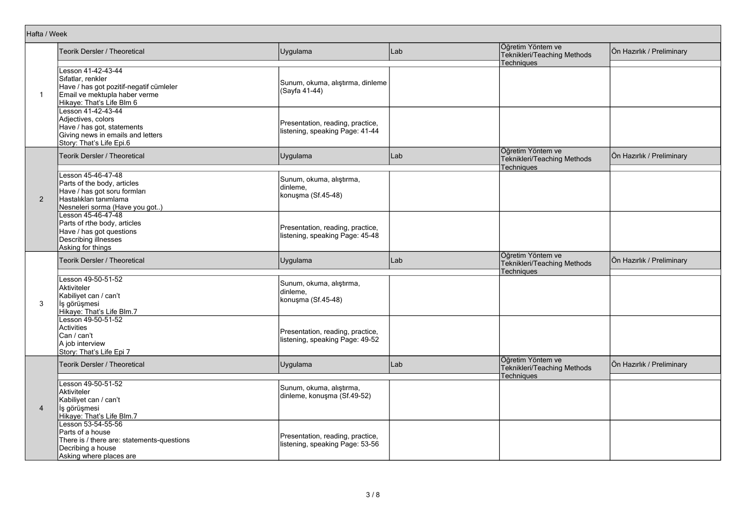| Hafta / Week | Teorik Dersler / Theoretical | Uygulama | Lab | Öğretim Yöntem ve Teknikleri/Teaching Methods Techniques | Ön Hazırlık / Preliminary |
|---|---|---|---|---|---|
| 1 | Lesson 41-42-43-44<br>Sıfatlar, renkler<br>Have / has got pozitif-negatif cümleler<br>Email ve mektupla haber verme<br>Hikaye: That's Life Blm 6 | Sunum, okuma, alıştırma, dinleme (Sayfa 41-44) | | | |
| | Lesson 41-42-43-44<br>Adjectives, colors<br>Have / has got, statements<br>Giving news in emails and letters<br>Story: That's Life Epi.6 | Presentation, reading, practice, listening, speaking Page: 41-44 | | | |
| 2 | Lesson 45-46-47-48<br>Parts of the body, articles<br>Have / has got soru formları<br>Hastalıkları tanımlama<br>Nesneleri sorma (Have you got..) | Sunum, okuma, alıştırma, dinleme, konuşma (Sf.45-48) | | | |
| | Lesson 45-46-47-48<br>Parts of rthe body, articles<br>Have / has got questions<br>Describing illnesses<br>Asking for things | Presentation, reading, practice, listening, speaking Page: 45-48 | | | |
| 3 | Lesson 49-50-51-52<br>Aktiviteler<br>Kabiliyet can / can't<br>İş görüşmesi<br>Hikaye: That's Life Blm.7 | Sunum, okuma, alıştırma, dinleme, konuşma (Sf.45-48) | | | |
| | Lesson 49-50-51-52<br>Activities<br>Can / can't<br>A job interview<br>Story: That's Life Epi 7 | Presentation, reading, practice, listening, speaking Page: 49-52 | | | |
| 4 | Lesson 49-50-51-52<br>Aktiviteler<br>Kabiliyet can / can't<br>İş görüşmesi<br>Hikaye: That's Life Blm.7 | Sunum, okuma, alıştırma, dinleme, konuşma (Sf.49-52) | | | |
| | Lesson 53-54-55-56<br>Parts of a house<br>There is / there are: statements-questions<br>Decribing a house<br>Asking where places are | Presentation, reading, practice, listening, speaking Page: 53-56 | | | |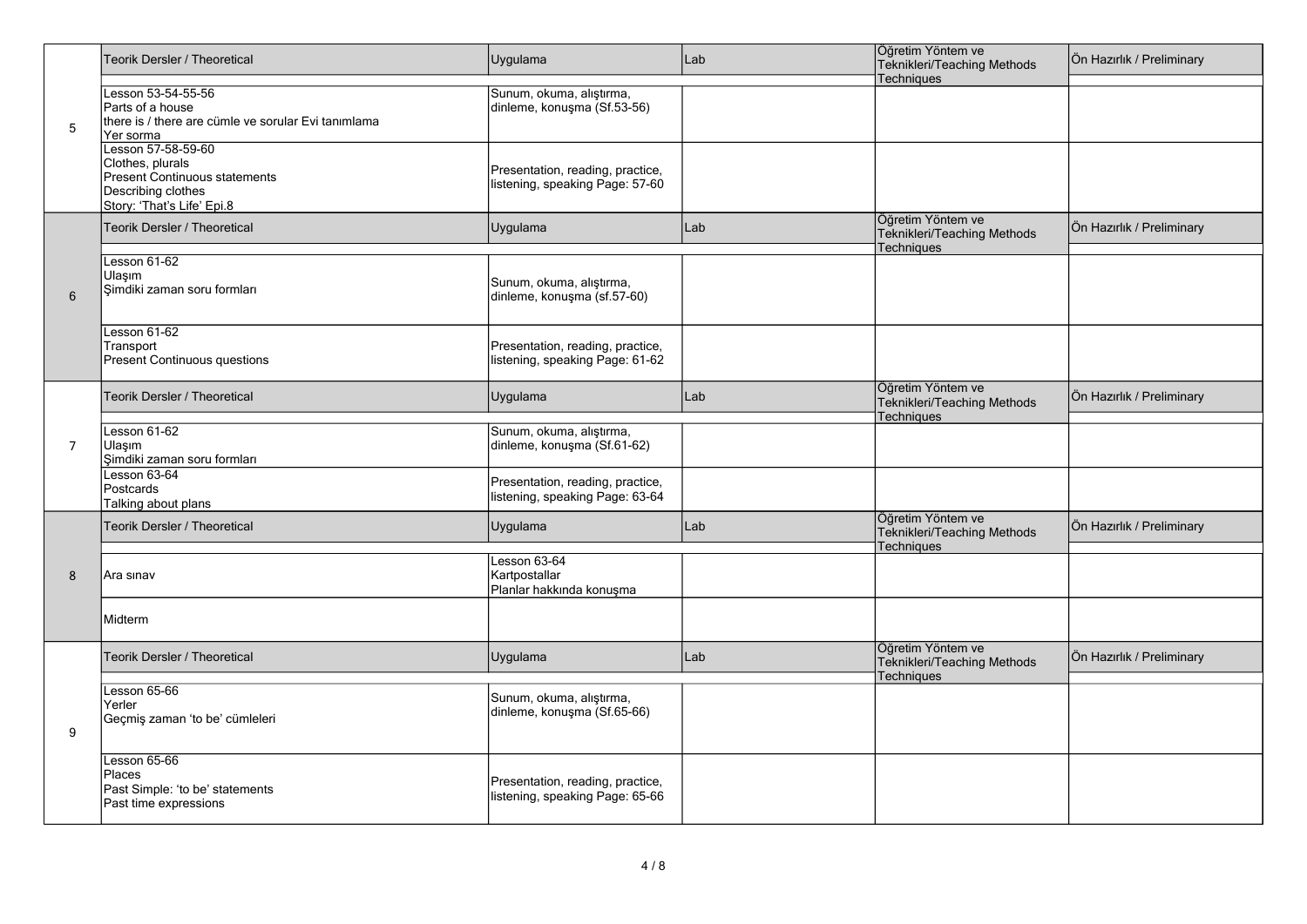| Week | Teorik Dersler / Theoretical | Uygulama | Lab | Öğretim Yöntem ve Teknikleri/Teaching Methods Techniques | Ön Hazırlık / Preliminary |
|---|---|---|---|---|---|
| 5 | Lesson 53-54-55-56<br>Parts of a house<br>there is / there are cümle ve sorular Evi tanımlama<br>Yer sorma | Sunum, okuma, alıştırma, dinleme, konuşma (Sf.53-56) | | | |
| | Lesson 57-58-59-60<br>Clothes, plurals<br>Present Continuous statements<br>Describing clothes<br>Story: 'That's Life' Epi.8 | Presentation, reading, practice, listening, speaking Page: 57-60 | | | |
| 6 | Lesson 61-62<br>Ulaşım<br>Şimdiki zaman soru formları | Sunum, okuma, alıştırma, dinleme, konuşma (sf.57-60) | | | |
| | Lesson 61-62<br>Transport<br>Present Continuous questions | Presentation, reading, practice, listening, speaking Page: 61-62 | | | |
| 7 | Lesson 61-62<br>Ulaşım<br>Şimdiki zaman soru formları | Sunum, okuma, alıştırma, dinleme, konuşma (Sf.61-62) | | | |
| | Lesson 63-64<br>Postcards<br>Talking about plans | Presentation, reading, practice, listening, speaking Page: 63-64 | | | |
| 8 | Ara sınav | Lesson 63-64<br>Kartpostallar<br>Planlar hakkında konuşma | | | |
| | Midterm | | | | |
| 9 | Lesson 65-66<br>Yerler<br>Geçmiş zaman 'to be' cümleleri | Sunum, okuma, alıştırma, dinleme, konuşma (Sf.65-66) | | | |
| | Lesson 65-66<br>Places<br>Past Simple: 'to be' statements<br>Past time expressions | Presentation, reading, practice, listening, speaking Page: 65-66 | | | |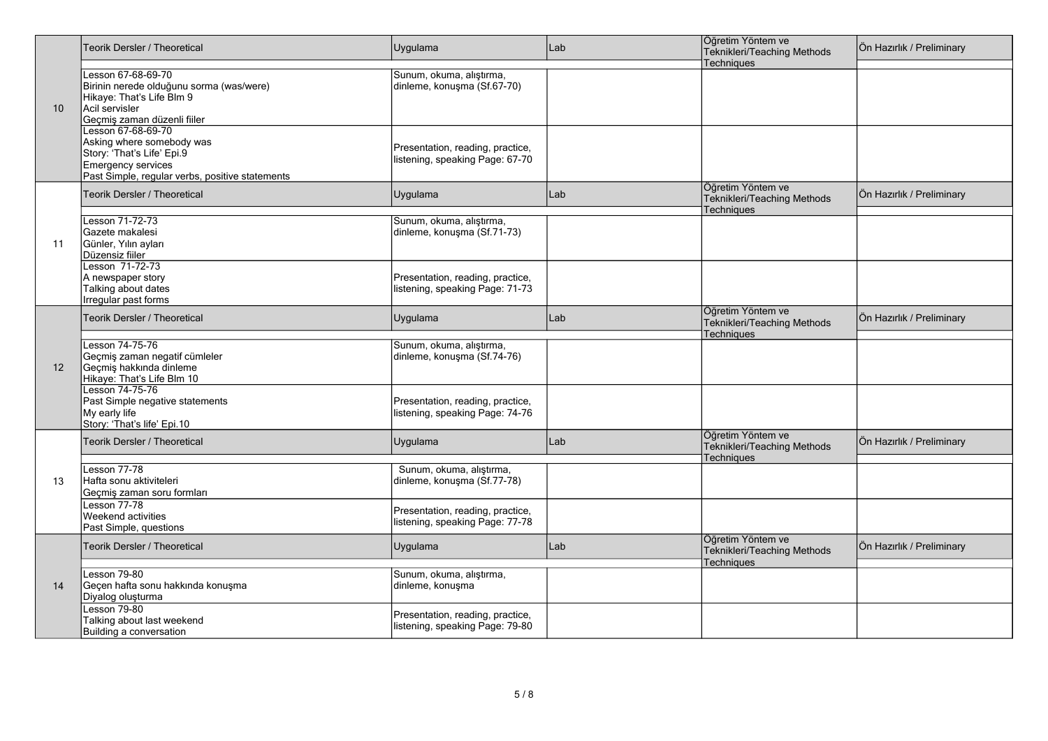| | Teorik Dersler / Theoretical | Uygulama | Lab | Öğretim Yöntem ve Teknikleri/Teaching Methods Techniques | Ön Hazırlık / Preliminary |
|---|---|---|---|---|---|
| 10 | Lesson 67-68-69-70<br>Birinin nerede olduğunu sorma (was/were)<br>Hikaye: That's Life Blm 9<br>Acil servisler<br>Geçmiş zaman düzenli fiiler | Sunum, okuma, alıştırma, dinleme, konuşma (Sf.67-70) | | | |
| | Lesson 67-68-69-70<br>Asking where somebody was<br>Story: 'That's Life' Epi.9<br>Emergency services<br>Past Simple, regular verbs, positive statements | Presentation, reading, practice, listening, speaking Page: 67-70 | | | |
| | Teorik Dersler / Theoretical | Uygulama | Lab | Öğretim Yöntem ve Teknikleri/Teaching Methods Techniques | Ön Hazırlık / Preliminary |
| 11 | Lesson 71-72-73<br>Gazete makalesi<br>Günler, Yılın ayları<br>Düzensiz fiiler | Sunum, okuma, alıştırma, dinleme, konuşma (Sf.71-73) | | | |
| | Lesson 71-72-73<br>A newspaper story<br>Talking about dates<br>Irregular past forms | Presentation, reading, practice, listening, speaking Page: 71-73 | | | |
| | Teorik Dersler / Theoretical | Uygulama | Lab | Öğretim Yöntem ve Teknikleri/Teaching Methods Techniques | Ön Hazırlık / Preliminary |
| 12 | Lesson 74-75-76<br>Geçmiş zaman negatif cümleler<br>Geçmiş hakkında dinleme<br>Hikaye: That's Life Blm 10 | Sunum, okuma, alıştırma, dinleme, konuşma (Sf.74-76) | | | |
| | Lesson 74-75-76<br>Past Simple negative statements<br>My early life<br>Story: 'That's life' Epi.10 | Presentation, reading, practice, listening, speaking Page: 74-76 | | | |
| | Teorik Dersler / Theoretical | Uygulama | Lab | Öğretim Yöntem ve Teknikleri/Teaching Methods Techniques | Ön Hazırlık / Preliminary |
| 13 | Lesson 77-78<br>Hafta sonu aktiviteleri<br>Geçmiş zaman soru formları | Sunum, okuma, alıştırma, dinleme, konuşma (Sf.77-78) | | | |
| | Lesson 77-78<br>Weekend activities<br>Past Simple, questions | Presentation, reading, practice, listening, speaking Page: 77-78 | | | |
| | Teorik Dersler / Theoretical | Uygulama | Lab | Öğretim Yöntem ve Teknikleri/Teaching Methods Techniques | Ön Hazırlık / Preliminary |
| 14 | Lesson 79-80<br>Geçen hafta sonu hakkında konuşma<br>Diyalog oluşturma | Sunum, okuma, alıştırma, dinleme, konuşma | | | |
| | Lesson 79-80<br>Talking about last weekend<br>Building a conversation | Presentation, reading, practice, listening, speaking Page: 79-80 | | | |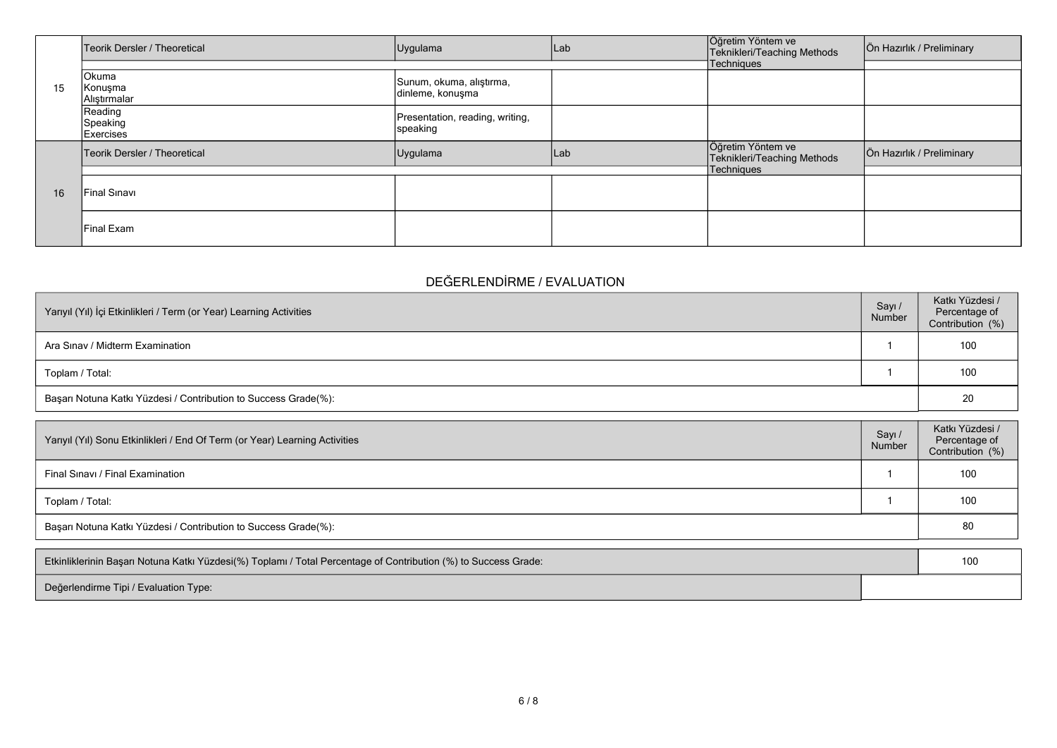| | Teorik Dersler / Theoretical | Uygulama | Lab | Öğretim Yöntem ve Teknikleri/Teaching Methods Techniques | Ön Hazırlık / Preliminary |
|---|---|---|---|---|---|
| 15 | Okuma<br>Konuşma<br>Alıştırmalar | Sunum, okuma, alıştırma, dinleme, konuşma | | | |
| | Reading<br>Speaking<br>Exercises | Presentation, reading, writing, speaking | | | |

| | Teorik Dersler / Theoretical | Uygulama | Lab | Öğretim Yöntem ve Teknikleri/Teaching Methods Techniques | Ön Hazırlık / Preliminary |
|---|---|---|---|---|---|
| 16 | Final Sınavı | | | | |
| | Final Exam | | | | |

## DEĞERLENDİRME / EVALUATION

| Yarıyıl (Yıl) İçi Etkinlikleri / Term (or Year) Learning Activities | Sayı / Number | Katkı Yüzdesi / Percentage of Contribution (%) |
|---|---|---|
| Ara Sınav / Midterm Examination | 1 | 100 |
| Toplam / Total: | 1 | 100 |
| Başarı Notuna Katkı Yüzdesi / Contribution to Success Grade(%): | | 20 |

| Yarıyıl (Yıl) Sonu Etkinlikleri / End Of Term (or Year) Learning Activities | Sayı / Number | Katkı Yüzdesi / Percentage of Contribution (%) |
|---|---|---|
| Final Sınavı / Final Examination | 1 | 100 |
| Toplam / Total: | 1 | 100 |
| Başarı Notuna Katkı Yüzdesi / Contribution to Success Grade(%): | | 80 |

| Etkinliklerinin Başarı Notuna Katkı Yüzdesi(%) Toplamı / Total Percentage of Contribution (%) to Success Grade: | 100 |
|---|---|
| Değerlendirme Tipi / Evaluation Type: | |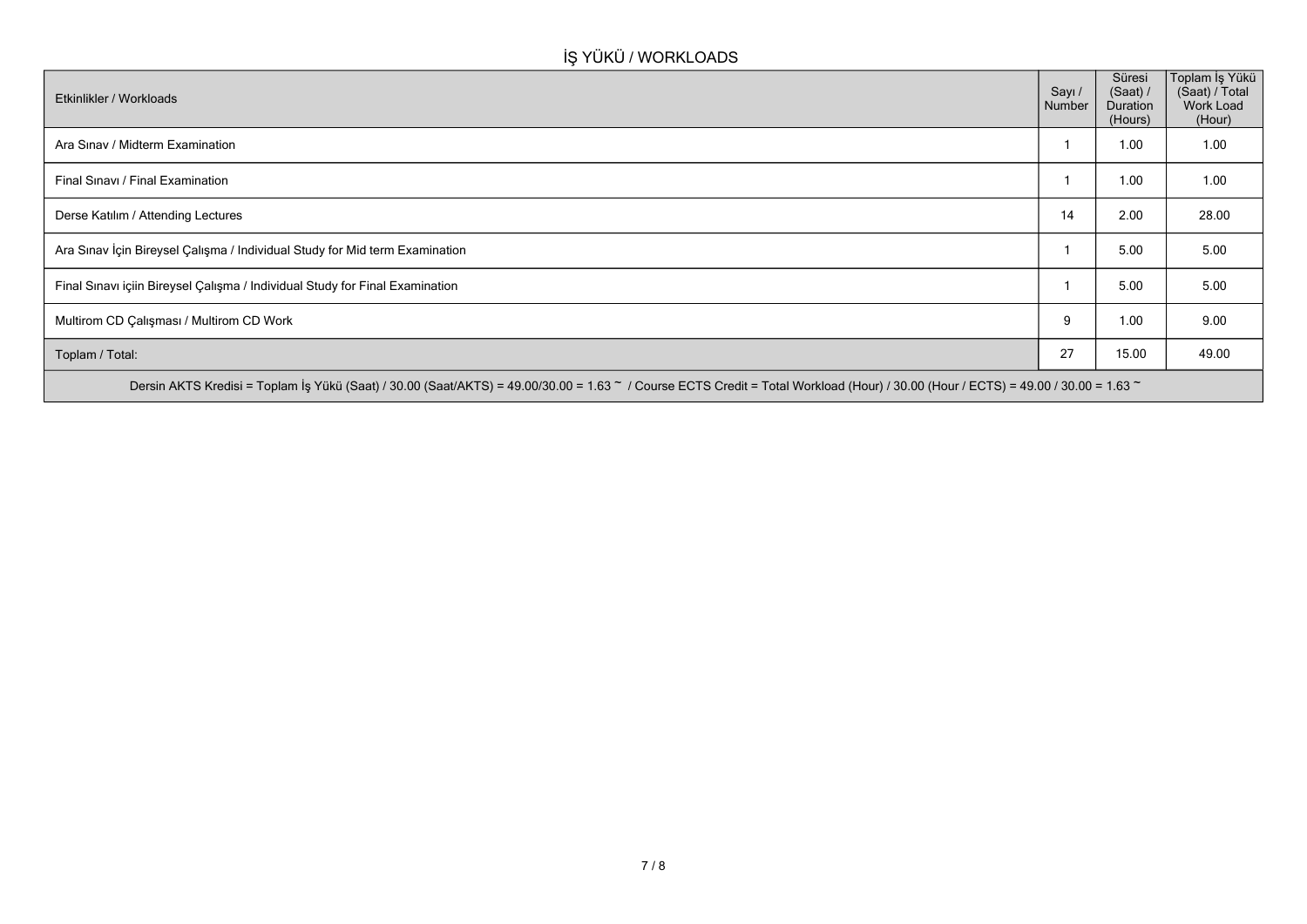## İŞ YÜKÜ / WORKLOADS

| Etkinlikler / Workloads | Sayı / Number | Süresi (Saat) / Duration (Hours) | Toplam İş Yükü (Saat) / Total Work Load (Hour) |
|---|---|---|---|
| Ara Sınav / Midterm Examination | 1 | 1.00 | 1.00 |
| Final Sınavı / Final Examination | 1 | 1.00 | 1.00 |
| Derse Katılım / Attending Lectures | 14 | 2.00 | 28.00 |
| Ara Sınav İçin Bireysel Çalışma / Individual Study for Mid term Examination | 1 | 5.00 | 5.00 |
| Final Sınavı içiin Bireysel Çalışma / Individual Study for Final Examination | 1 | 5.00 | 5.00 |
| Multirom CD Çalışması / Multirom CD Work | 9 | 1.00 | 9.00 |
| Toplam / Total: | 27 | 15.00 | 49.00 |

Dersin AKTS Kredisi = Toplam İş Yükü (Saat) / 30.00 (Saat/AKTS) = 49.00/30.00 = 1.63 ~ / Course ECTS Credit = Total Workload (Hour) / 30.00 (Hour / ECTS) = 49.00 / 30.00 = 1.63 ~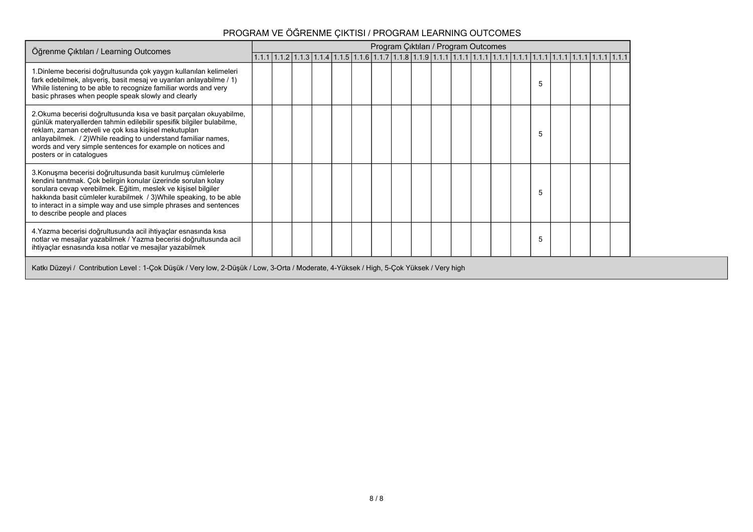## PROGRAM VE ÖĞRENME ÇIKTISI / PROGRAM LEARNING OUTCOMES

| Öğrenme Çıktıları / Learning Outcomes | Program Çıktıları / Program Outcomes | | | | | | | | | | | | | | | | | | |
|---|---|---|---|---|---|---|---|---|---|---|---|---|---|---|---|---|---|---|---|
| | 1.1.1 | 1.1.2 | 1.1.3 | 1.1.4 | 1.1.5 | 1.1.6 | 1.1.7 | 1.1.8 | 1.1.9 | 1.1.1 | 1.1.1 | 1.1.1 | 1.1.1 | 1.1.1 | 1.1.1 | 1.1.1 | 1.1.1 | 1.1.1 | 1.1.1 |
| 1.Dinleme becerisi doğrultusunda çok yaygın kullanılan kelimeleri fark edebilmek, alışveriş, basit mesaj ve uyarıları anlayabilme / 1) While listening to be able to recognize familiar words and very basic phrases when people speak slowly and clearly | | | | | | | | | | | | | | | 5 | | | | |
| 2.Okuma becerisi doğrultusunda kısa ve basit parçaları okuyabilme, günlük materyallerden tahmin edilebilir spesifik bilgiler bulabilme, reklam, zaman cetveli ve çok kısa kişisel mekutupları anlayabilmek. / 2)While reading to understand familiar names, words and very simple sentences for example on notices and posters or in catalogues | | | | | | | | | | | | | | | 5 | | | | |
| 3.Konuşma becerisi doğrultusunda basit kurulmuş cümlelerle kendini tanıtmak. Çok belirgin konular üzerinde sorulan kolay sorulara cevap verebilmek. Eğitim, meslek ve kişisel bilgiler hakkında basit cümleler kurabilmek / 3)While speaking, to be able to interact in a simple way and use simple phrases and sentences to describe people and places | | | | | | | | | | | | | | | 5 | | | | |
| 4.Yazma becerisi doğrultusunda acil ihtiyaçlar esnasında kısa notlar ve mesajlar yazabilmek / Yazma becerisi doğrultusunda acil ihtiyaçlar esnasında kısa notlar ve mesajlar yazabilmek | | | | | | | | | | | | | | | 5 | | | | |

Katkı Düzeyi / Contribution Level : 1-Çok Düşük / Very low, 2-Düşük / Low, 3-Orta / Moderate, 4-Yüksek / High, 5-Çok Yüksek / Very high